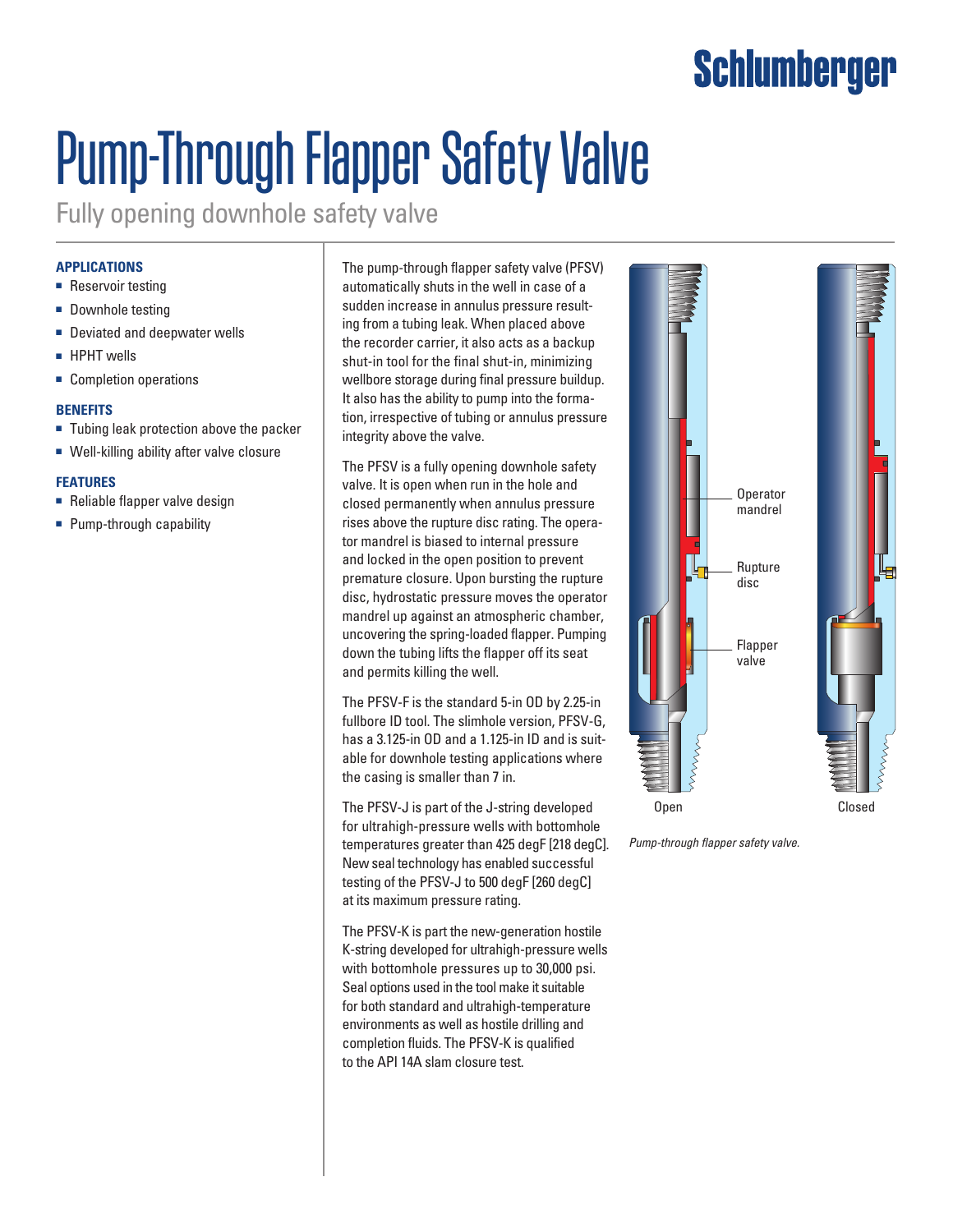# Pump-Through Flapper Safety Valve

Fully opening downhole safety valve

### APPLICATIONS

- Reservoir testing
- Downhole testing
- Deviated and deepwater wells
- HPHT wells
- Completion operations

### BENEFITS

- Tubing leak protection above the packer
- Well-killing ability after valve closure

### FEATURES

- Reliable flapper valve design
- Pump-through capability

The pump-through flapper safety valve (PFSV) automatically shuts in the well in case of a sudden increase in annulus pressure resulting from a tubing leak. When placed above the recorder carrier, it also acts as a backup shut-in tool for the final shut-in, minimizing wellbore storage during final pressure buildup. It also has the ability to pump into the formation, irrespective of tubing or annulus pressure integrity above the valve.

The PFSV is a fully opening downhole safety valve. It is open when run in the hole and closed permanently when annulus pressure rises above the rupture disc rating. The operator mandrel is biased to internal pressure and locked in the open position to prevent premature closure. Upon bursting the rupture disc, hydrostatic pressure moves the operator mandrel up against an atmospheric chamber, uncovering the spring-loaded flapper. Pumping down the tubing lifts the flapper off its seat and permits killing the well.

The PFSV-F is the standard 5-in OD by 2.25-in fullbore ID tool. The slimhole version, PFSV-G, has a 3.125-in OD and a 1.125-in ID and is suitable for downhole testing applications where the casing is smaller than 7 in.

The PFSV-J is part of the J-string developed for ultrahigh-pressure wells with bottomhole temperatures greater than 425 degF [218 degC]. New seal technology has enabled successful testing of the PFSV-J to 500 degF [260 degC] at its maximum pressure rating.

The PFSV-K is part the new-generation hostile K-string developed for ultrahigh-pressure wells with bottomhole pressures up to 30,000 psi. Seal options used in the tool make it suitable for both standard and ultrahigh-temperature environments as well as hostile drilling and completion fluids. The PFSV-K is qualified to the API 14A slam closure test.

Operator mandrel

Rupture disc

Flapper valve

Open

Closed

*Pump-through flapper safety valve.*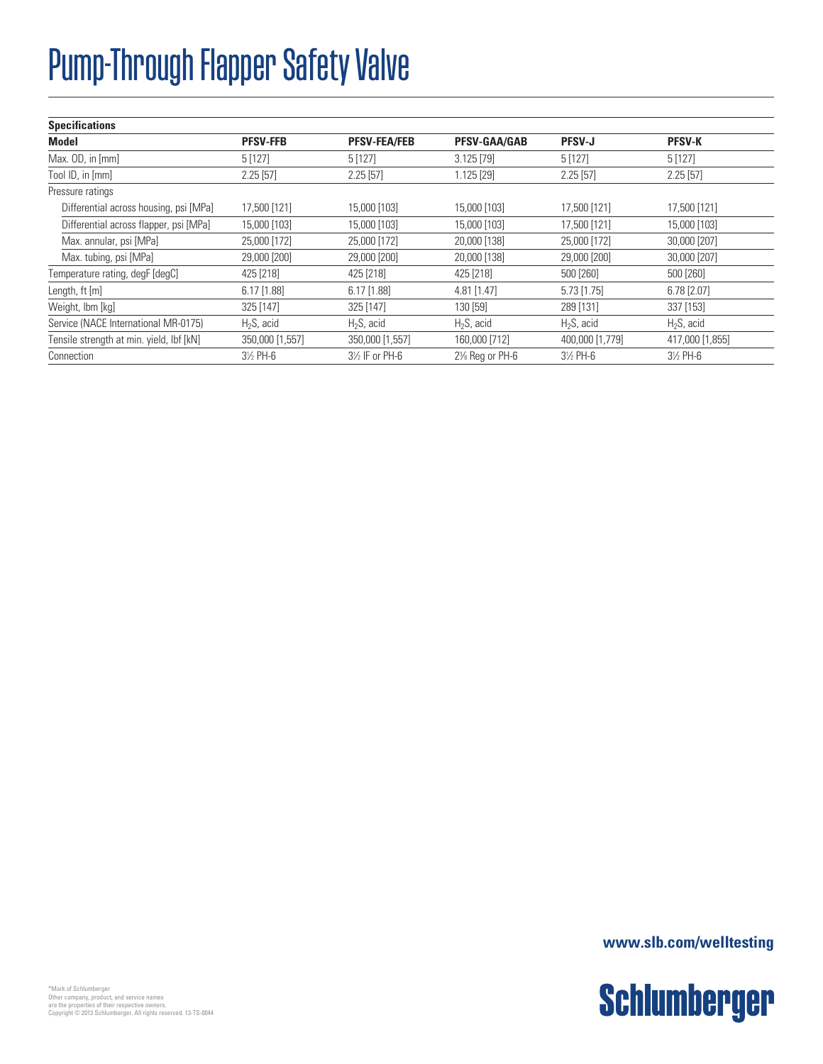# Pump-Through Flapper Safety Valve

| Specifications | | | | | |
|---|---|---|---|---|---|
| **Model** | **PFSV-FFB** | **PFSV-FEA/FEB** | **PFSV-GAA/GAB** | **PFSV-J** | **PFSV-K** |
| Max. OD, in [mm] | 5 [127] | 5 [127] | 3.125 [79] | 5 [127] | 5 [127] |
| Tool ID, in [mm] | 2.25 [57] | 2.25 [57] | 1.125 [29] | 2.25 [57] | 2.25 [57] |
| Pressure ratings | | | | | |
| Differential across housing, psi [MPa] | 17,500 [121] | 15,000 [103] | 15,000 [103] | 17,500 [121] | 17,500 [121] |
| Differential across flapper, psi [MPa] | 15,000 [103] | 15,000 [103] | 15,000 [103] | 17,500 [121] | 15,000 [103] |
| Max. annular, psi [MPa] | 25,000 [172] | 25,000 [172] | 20,000 [138] | 25,000 [172] | 30,000 [207] |
| Max. tubing, psi [MPa] | 29,000 [200] | 29,000 [200] | 20,000 [138] | 29,000 [200] | 30,000 [207] |
| Temperature rating, degF [degC] | 425 [218] | 425 [218] | 425 [218] | 500 [260] | 500 [260] |
| Length, ft [m] | 6.17 [1.88] | 6.17 [1.88] | 4.81 [1.47] | 5.73 [1.75] | 6.78 [2.07] |
| Weight, lbm [kg] | 325 [147] | 325 [147] | 130 [59] | 289 [131] | 337 [153] |
| Service (NACE International MR-0175) | $H_2S$, acid | $H_2S$, acid | $H_2S$, acid | $H_2S$, acid | $H_2S$, acid |
| Tensile strength at min. yield, lbf [kN] | 350,000 [1,557] | 350,000 [1,557] | 160,000 [712] | 400,000 [1,779] | 417,000 [1,855] |
| Connection | 3½ PH-6 | 3½ IF or PH-6 | 2⅜ Reg or PH-6 | 3½ PH-6 | 3½ PH-6 |

**www.slb.com/welltesting**

*Mark of Schlumberger
Other company, product, and service names are the properties of their respective owners.
Copyright © 2013 Schlumberger. All rights reserved. 13-TS-0044

**Schlumberger**